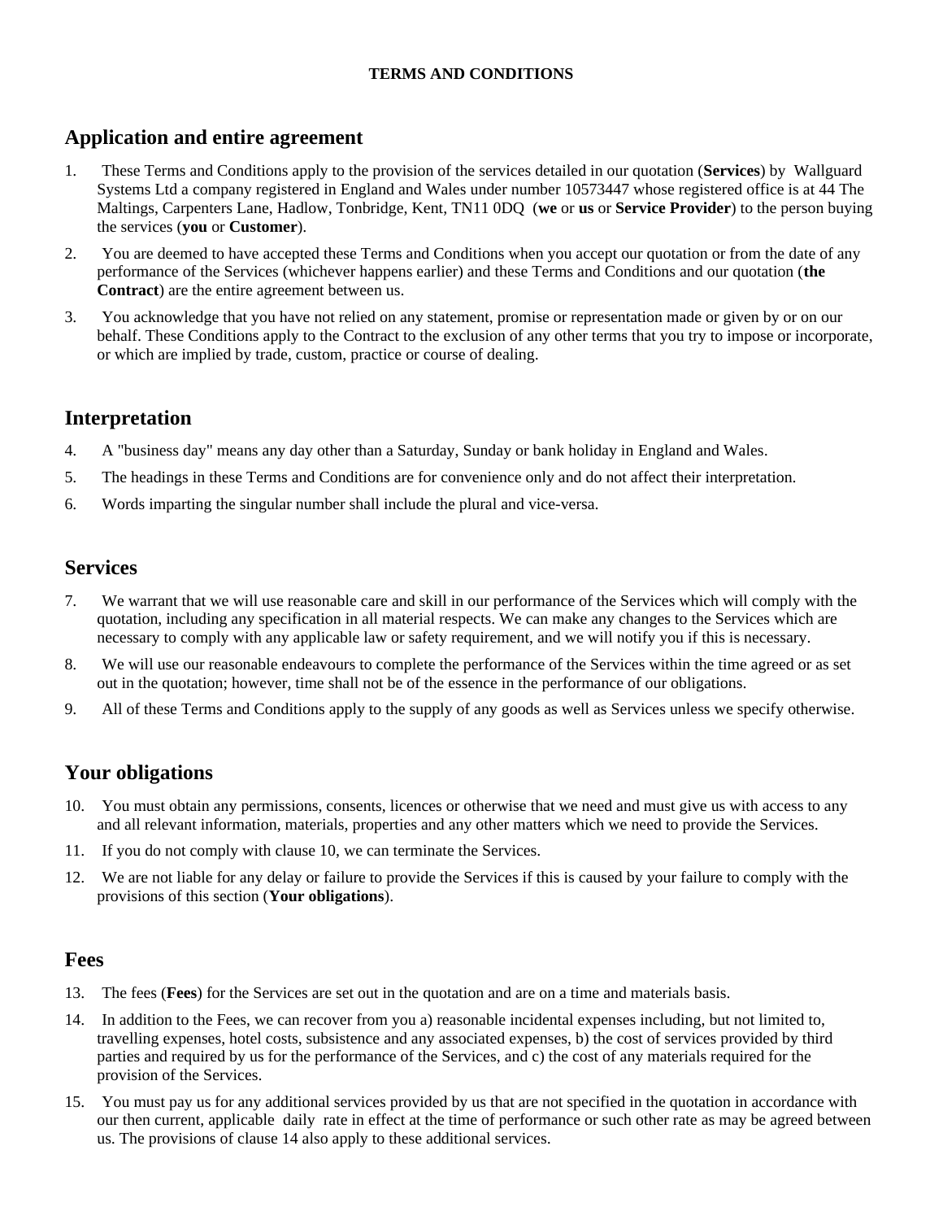**TERMS AND CONDITIONS**

## Application and entire agreement

1. These Terms and Conditions apply to the provision of the services detailed in our quotation (**Services**) by Wallguard Systems Ltd a company registered in England and Wales under number 10573447 whose registered office is at 44 The Maltings, Carpenters Lane, Hadlow, Tonbridge, Kent, TN11 0DQ (**we** or **us** or **Service Provider**) to the person buying the services (**you** or **Customer**).
2. You are deemed to have accepted these Terms and Conditions when you accept our quotation or from the date of any performance of the Services (whichever happens earlier) and these Terms and Conditions and our quotation (**the Contract**) are the entire agreement between us.
3. You acknowledge that you have not relied on any statement, promise or representation made or given by or on our behalf. These Conditions apply to the Contract to the exclusion of any other terms that you try to impose or incorporate, or which are implied by trade, custom, practice or course of dealing.

## Interpretation

4. A "business day" means any day other than a Saturday, Sunday or bank holiday in England and Wales.
5. The headings in these Terms and Conditions are for convenience only and do not affect their interpretation.
6. Words imparting the singular number shall include the plural and vice-versa.

## Services

7. We warrant that we will use reasonable care and skill in our performance of the Services which will comply with the quotation, including any specification in all material respects. We can make any changes to the Services which are necessary to comply with any applicable law or safety requirement, and we will notify you if this is necessary.
8. We will use our reasonable endeavours to complete the performance of the Services within the time agreed or as set out in the quotation; however, time shall not be of the essence in the performance of our obligations.
9. All of these Terms and Conditions apply to the supply of any goods as well as Services unless we specify otherwise.

## Your obligations

10. You must obtain any permissions, consents, licences or otherwise that we need and must give us with access to any and all relevant information, materials, properties and any other matters which we need to provide the Services.
11. If you do not comply with clause 10, we can terminate the Services.
12. We are not liable for any delay or failure to provide the Services if this is caused by your failure to comply with the provisions of this section (**Your obligations**).

## Fees

13. The fees (**Fees**) for the Services are set out in the quotation and are on a time and materials basis.
14. In addition to the Fees, we can recover from you a) reasonable incidental expenses including, but not limited to, travelling expenses, hotel costs, subsistence and any associated expenses, b) the cost of services provided by third parties and required by us for the performance of the Services, and c) the cost of any materials required for the provision of the Services.
15. You must pay us for any additional services provided by us that are not specified in the quotation in accordance with our then current, applicable daily rate in effect at the time of performance or such other rate as may be agreed between us. The provisions of clause 14 also apply to these additional services.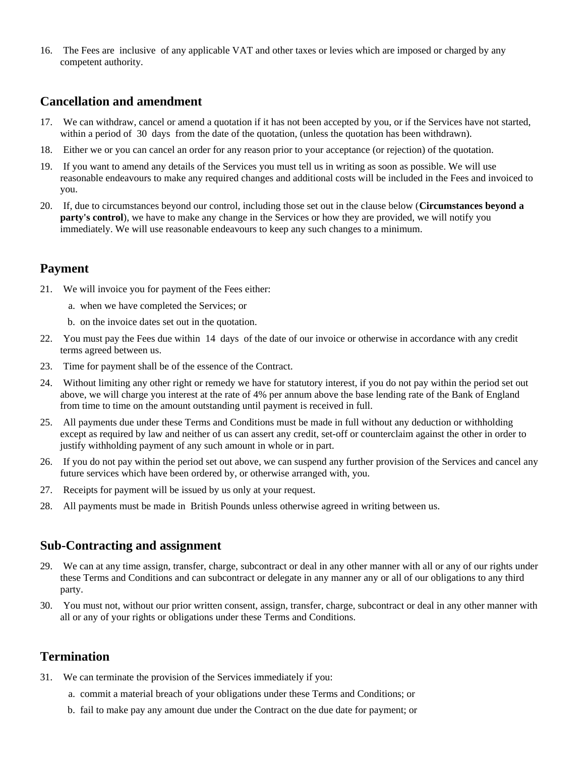16. The Fees are inclusive of any applicable VAT and other taxes or levies which are imposed or charged by any competent authority.

## Cancellation and amendment

17. We can withdraw, cancel or amend a quotation if it has not been accepted by you, or if the Services have not started, within a period of 30 days from the date of the quotation, (unless the quotation has been withdrawn).
18. Either we or you can cancel an order for any reason prior to your acceptance (or rejection) of the quotation.
19. If you want to amend any details of the Services you must tell us in writing as soon as possible. We will use reasonable endeavours to make any required changes and additional costs will be included in the Fees and invoiced to you.
20. If, due to circumstances beyond our control, including those set out in the clause below (**Circumstances beyond a party's control**), we have to make any change in the Services or how they are provided, we will notify you immediately. We will use reasonable endeavours to keep any such changes to a minimum.

## Payment

21. We will invoice you for payment of the Fees either:
    a. when we have completed the Services; or
    b. on the invoice dates set out in the quotation.
22. You must pay the Fees due within 14 days of the date of our invoice or otherwise in accordance with any credit terms agreed between us.
23. Time for payment shall be of the essence of the Contract.
24. Without limiting any other right or remedy we have for statutory interest, if you do not pay within the period set out above, we will charge you interest at the rate of 4% per annum above the base lending rate of the Bank of England from time to time on the amount outstanding until payment is received in full.
25. All payments due under these Terms and Conditions must be made in full without any deduction or withholding except as required by law and neither of us can assert any credit, set-off or counterclaim against the other in order to justify withholding payment of any such amount in whole or in part.
26. If you do not pay within the period set out above, we can suspend any further provision of the Services and cancel any future services which have been ordered by, or otherwise arranged with, you.
27. Receipts for payment will be issued by us only at your request.
28. All payments must be made in British Pounds unless otherwise agreed in writing between us.

## Sub-Contracting and assignment

29. We can at any time assign, transfer, charge, subcontract or deal in any other manner with all or any of our rights under these Terms and Conditions and can subcontract or delegate in any manner any or all of our obligations to any third party.
30. You must not, without our prior written consent, assign, transfer, charge, subcontract or deal in any other manner with all or any of your rights or obligations under these Terms and Conditions.

## Termination

31. We can terminate the provision of the Services immediately if you:
    a. commit a material breach of your obligations under these Terms and Conditions; or
    b. fail to make pay any amount due under the Contract on the due date for payment; or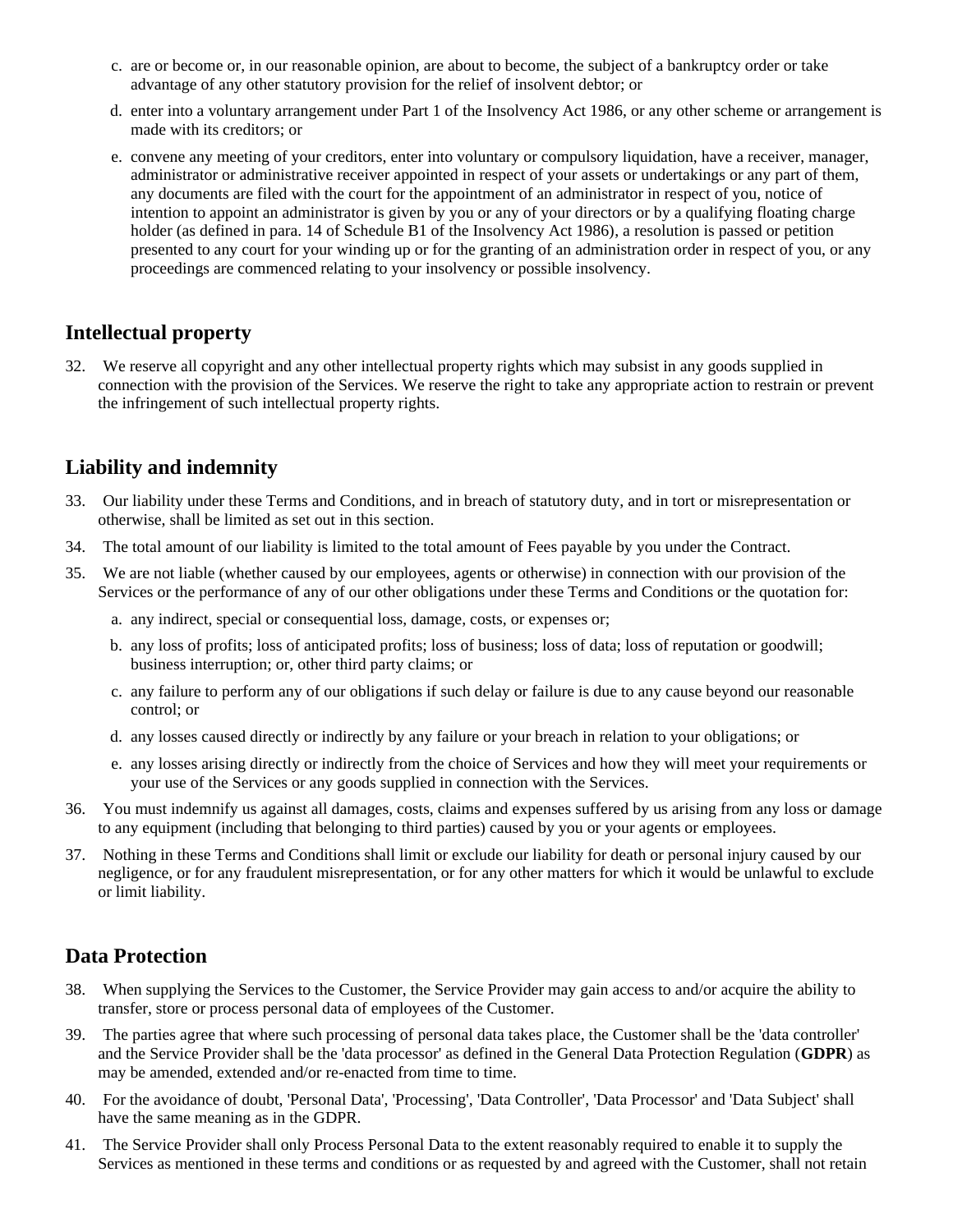c. are or become or, in our reasonable opinion, are about to become, the subject of a bankruptcy order or take advantage of any other statutory provision for the relief of insolvent debtor; or

d. enter into a voluntary arrangement under Part 1 of the Insolvency Act 1986, or any other scheme or arrangement is made with its creditors; or

e. convene any meeting of your creditors, enter into voluntary or compulsory liquidation, have a receiver, manager, administrator or administrative receiver appointed in respect of your assets or undertakings or any part of them, any documents are filed with the court for the appointment of an administrator in respect of you, notice of intention to appoint an administrator is given by you or any of your directors or by a qualifying floating charge holder (as defined in para. 14 of Schedule B1 of the Insolvency Act 1986), a resolution is passed or petition presented to any court for your winding up or for the granting of an administration order in respect of you, or any proceedings are commenced relating to your insolvency or possible insolvency.

## Intellectual property

32. We reserve all copyright and any other intellectual property rights which may subsist in any goods supplied in connection with the provision of the Services. We reserve the right to take any appropriate action to restrain or prevent the infringement of such intellectual property rights.

## Liability and indemnity

33. Our liability under these Terms and Conditions, and in breach of statutory duty, and in tort or misrepresentation or otherwise, shall be limited as set out in this section.

34. The total amount of our liability is limited to the total amount of Fees payable by you under the Contract.

35. We are not liable (whether caused by our employees, agents or otherwise) in connection with our provision of the Services or the performance of any of our other obligations under these Terms and Conditions or the quotation for:

    a. any indirect, special or consequential loss, damage, costs, or expenses or;

    b. any loss of profits; loss of anticipated profits; loss of business; loss of data; loss of reputation or goodwill; business interruption; or, other third party claims; or

    c. any failure to perform any of our obligations if such delay or failure is due to any cause beyond our reasonable control; or

    d. any losses caused directly or indirectly by any failure or your breach in relation to your obligations; or

    e. any losses arising directly or indirectly from the choice of Services and how they will meet your requirements or your use of the Services or any goods supplied in connection with the Services.

36. You must indemnify us against all damages, costs, claims and expenses suffered by us arising from any loss or damage to any equipment (including that belonging to third parties) caused by you or your agents or employees.

37. Nothing in these Terms and Conditions shall limit or exclude our liability for death or personal injury caused by our negligence, or for any fraudulent misrepresentation, or for any other matters for which it would be unlawful to exclude or limit liability.

## Data Protection

38. When supplying the Services to the Customer, the Service Provider may gain access to and/or acquire the ability to transfer, store or process personal data of employees of the Customer.

39. The parties agree that where such processing of personal data takes place, the Customer shall be the 'data controller' and the Service Provider shall be the 'data processor' as defined in the General Data Protection Regulation (**GDPR**) as may be amended, extended and/or re-enacted from time to time.

40. For the avoidance of doubt, 'Personal Data', 'Processing', 'Data Controller', 'Data Processor' and 'Data Subject' shall have the same meaning as in the GDPR.

41. The Service Provider shall only Process Personal Data to the extent reasonably required to enable it to supply the Services as mentioned in these terms and conditions or as requested by and agreed with the Customer, shall not retain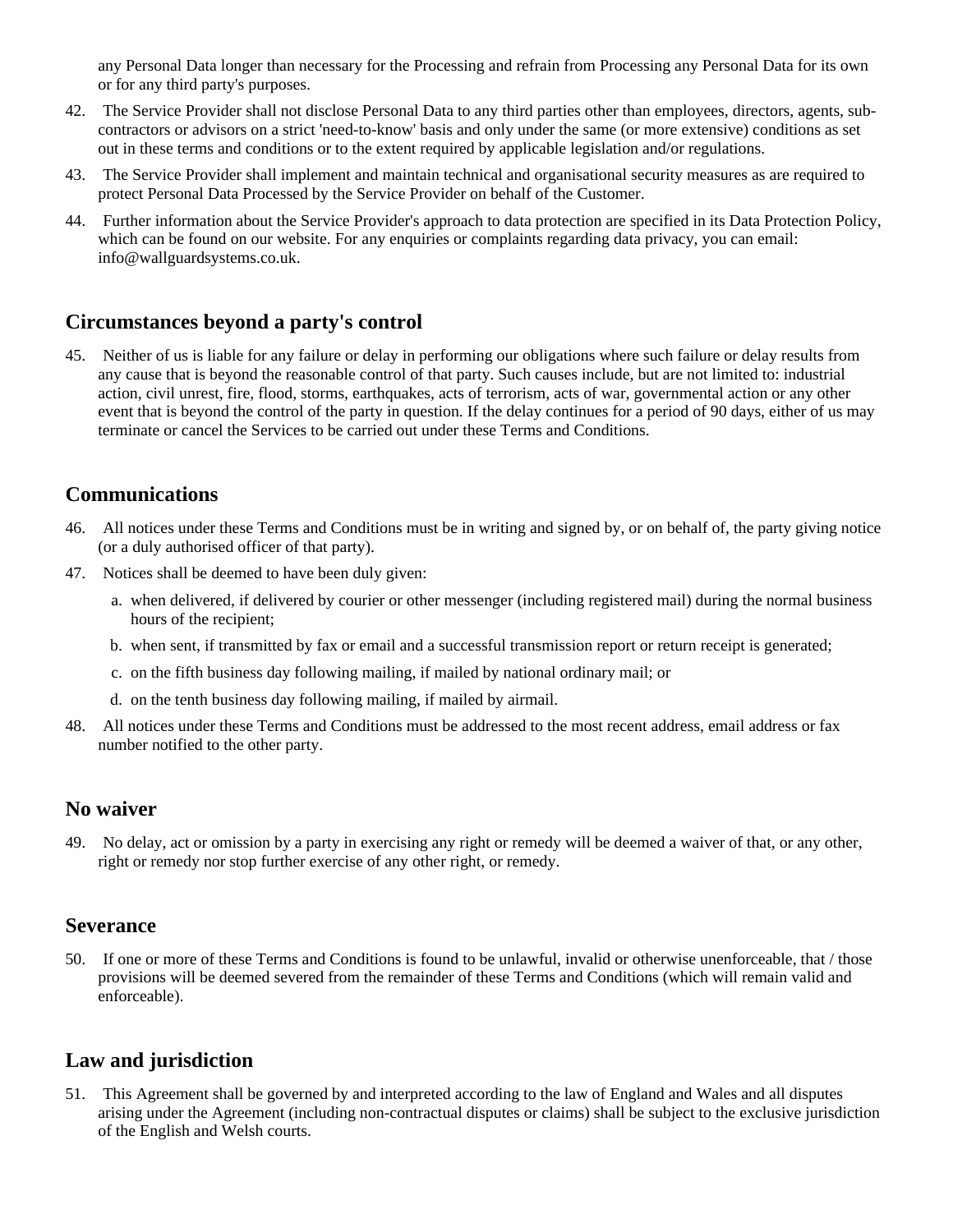any Personal Data longer than necessary for the Processing and refrain from Processing any Personal Data for its own or for any third party's purposes.

42. The Service Provider shall not disclose Personal Data to any third parties other than employees, directors, agents, sub-contractors or advisors on a strict 'need-to-know' basis and only under the same (or more extensive) conditions as set out in these terms and conditions or to the extent required by applicable legislation and/or regulations.

43. The Service Provider shall implement and maintain technical and organisational security measures as are required to protect Personal Data Processed by the Service Provider on behalf of the Customer.

44. Further information about the Service Provider's approach to data protection are specified in its Data Protection Policy, which can be found on our website. For any enquiries or complaints regarding data privacy, you can email: info@wallguardsystems.co.uk.

## Circumstances beyond a party's control

45. Neither of us is liable for any failure or delay in performing our obligations where such failure or delay results from any cause that is beyond the reasonable control of that party. Such causes include, but are not limited to: industrial action, civil unrest, fire, flood, storms, earthquakes, acts of terrorism, acts of war, governmental action or any other event that is beyond the control of the party in question. If the delay continues for a period of 90 days, either of us may terminate or cancel the Services to be carried out under these Terms and Conditions.

## Communications

46. All notices under these Terms and Conditions must be in writing and signed by, or on behalf of, the party giving notice (or a duly authorised officer of that party).

47. Notices shall be deemed to have been duly given:

    a. when delivered, if delivered by courier or other messenger (including registered mail) during the normal business hours of the recipient;

    b. when sent, if transmitted by fax or email and a successful transmission report or return receipt is generated;

    c. on the fifth business day following mailing, if mailed by national ordinary mail; or

    d. on the tenth business day following mailing, if mailed by airmail.

48. All notices under these Terms and Conditions must be addressed to the most recent address, email address or fax number notified to the other party.

## No waiver

49. No delay, act or omission by a party in exercising any right or remedy will be deemed a waiver of that, or any other, right or remedy nor stop further exercise of any other right, or remedy.

## Severance

50. If one or more of these Terms and Conditions is found to be unlawful, invalid or otherwise unenforceable, that / those provisions will be deemed severed from the remainder of these Terms and Conditions (which will remain valid and enforceable).

## Law and jurisdiction

51. This Agreement shall be governed by and interpreted according to the law of England and Wales and all disputes arising under the Agreement (including non-contractual disputes or claims) shall be subject to the exclusive jurisdiction of the English and Welsh courts.